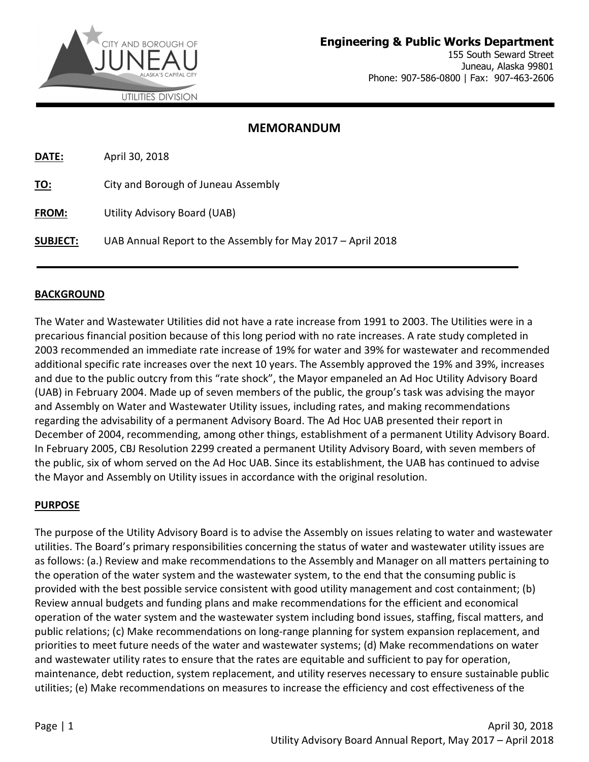**Engineering & Public Works Department**
155 South Seward Street
Juneau, Alaska 99801
Phone: 907-586-0800 | Fax: 907-463-2606

# MEMORANDUM

**DATE:** April 30, 2018

**TO:** City and Borough of Juneau Assembly

**FROM:** Utility Advisory Board (UAB)

**SUBJECT:** UAB Annual Report to the Assembly for May 2017 – April 2018

## BACKGROUND

The Water and Wastewater Utilities did not have a rate increase from 1991 to 2003. The Utilities were in a precarious financial position because of this long period with no rate increases. A rate study completed in 2003 recommended an immediate rate increase of 19% for water and 39% for wastewater and recommended additional specific rate increases over the next 10 years. The Assembly approved the 19% and 39%, increases and due to the public outcry from this "rate shock", the Mayor empaneled an Ad Hoc Utility Advisory Board (UAB) in February 2004. Made up of seven members of the public, the group's task was advising the mayor and Assembly on Water and Wastewater Utility issues, including rates, and making recommendations regarding the advisability of a permanent Advisory Board. The Ad Hoc UAB presented their report in December of 2004, recommending, among other things, establishment of a permanent Utility Advisory Board. In February 2005, CBJ Resolution 2299 created a permanent Utility Advisory Board, with seven members of the public, six of whom served on the Ad Hoc UAB. Since its establishment, the UAB has continued to advise the Mayor and Assembly on Utility issues in accordance with the original resolution.

## PURPOSE

The purpose of the Utility Advisory Board is to advise the Assembly on issues relating to water and wastewater utilities. The Board's primary responsibilities concerning the status of water and wastewater utility issues are as follows: (a.) Review and make recommendations to the Assembly and Manager on all matters pertaining to the operation of the water system and the wastewater system, to the end that the consuming public is provided with the best possible service consistent with good utility management and cost containment; (b) Review annual budgets and funding plans and make recommendations for the efficient and economical operation of the water system and the wastewater system including bond issues, staffing, fiscal matters, and public relations; (c) Make recommendations on long-range planning for system expansion replacement, and priorities to meet future needs of the water and wastewater systems; (d) Make recommendations on water and wastewater utility rates to ensure that the rates are equitable and sufficient to pay for operation, maintenance, debt reduction, system replacement, and utility reserves necessary to ensure sustainable public utilities; (e) Make recommendations on measures to increase the efficiency and cost effectiveness of the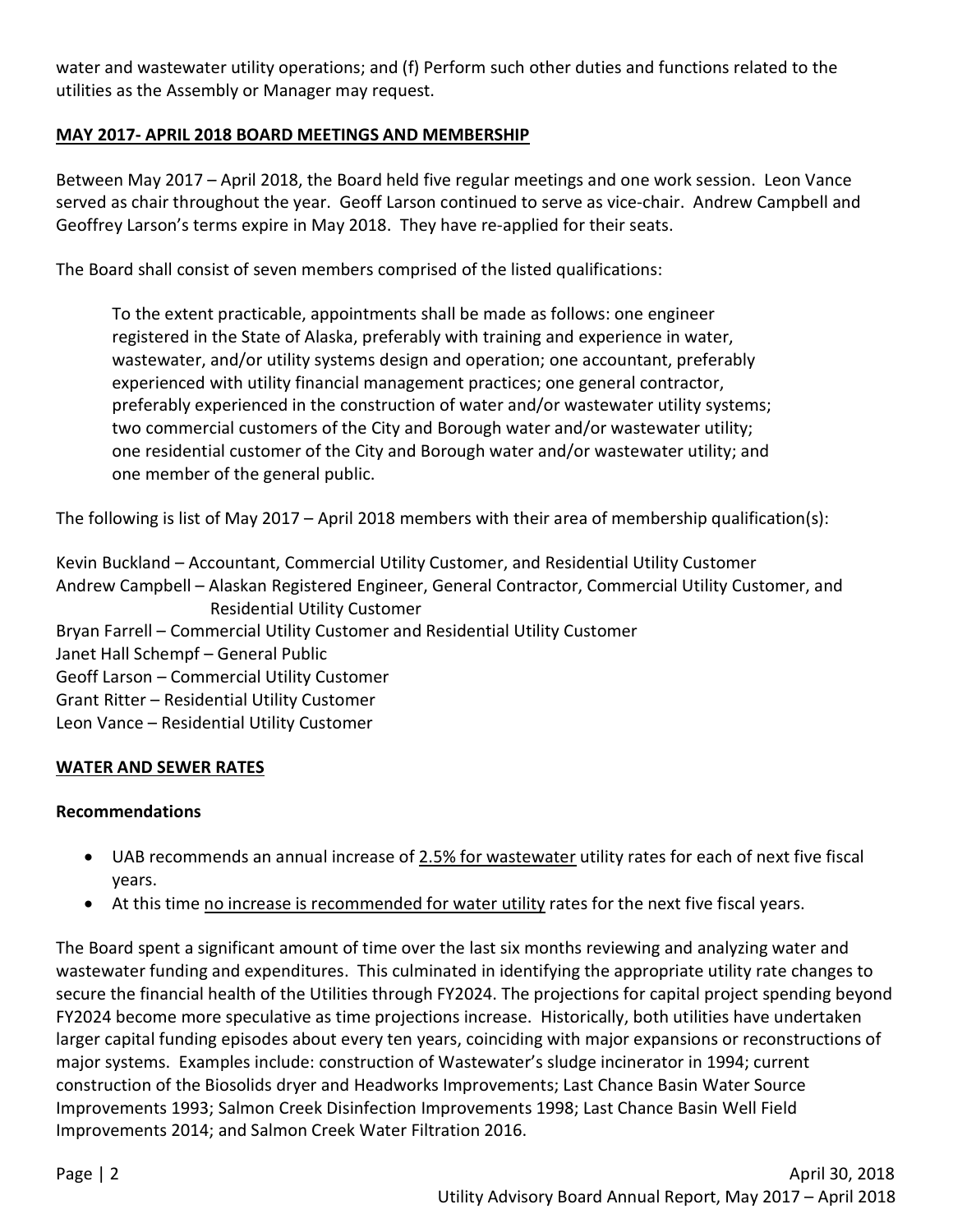water and wastewater utility operations; and (f) Perform such other duties and functions related to the utilities as the Assembly or Manager may request.

**MAY 2017- APRIL 2018 BOARD MEETINGS AND MEMBERSHIP**

Between May 2017 – April 2018, the Board held five regular meetings and one work session. Leon Vance served as chair throughout the year. Geoff Larson continued to serve as vice-chair. Andrew Campbell and Geoffrey Larson's terms expire in May 2018. They have re-applied for their seats.

The Board shall consist of seven members comprised of the listed qualifications:

> To the extent practicable, appointments shall be made as follows: one engineer registered in the State of Alaska, preferably with training and experience in water, wastewater, and/or utility systems design and operation; one accountant, preferably experienced with utility financial management practices; one general contractor, preferably experienced in the construction of water and/or wastewater utility systems; two commercial customers of the City and Borough water and/or wastewater utility; one residential customer of the City and Borough water and/or wastewater utility; and one member of the general public.

The following is list of May 2017 – April 2018 members with their area of membership qualification(s):

Kevin Buckland – Accountant, Commercial Utility Customer, and Residential Utility Customer
Andrew Campbell – Alaskan Registered Engineer, General Contractor, Commercial Utility Customer, and Residential Utility Customer
Bryan Farrell – Commercial Utility Customer and Residential Utility Customer
Janet Hall Schempf – General Public
Geoff Larson – Commercial Utility Customer
Grant Ritter – Residential Utility Customer
Leon Vance – Residential Utility Customer

**WATER AND SEWER RATES**

**Recommendations**

- UAB recommends an annual increase of 2.5% for wastewater utility rates for each of next five fiscal years.
- At this time no increase is recommended for water utility rates for the next five fiscal years.

The Board spent a significant amount of time over the last six months reviewing and analyzing water and wastewater funding and expenditures. This culminated in identifying the appropriate utility rate changes to secure the financial health of the Utilities through FY2024. The projections for capital project spending beyond FY2024 become more speculative as time projections increase. Historically, both utilities have undertaken larger capital funding episodes about every ten years, coinciding with major expansions or reconstructions of major systems. Examples include: construction of Wastewater's sludge incinerator in 1994; current construction of the Biosolids dryer and Headworks Improvements; Last Chance Basin Water Source Improvements 1993; Salmon Creek Disinfection Improvements 1998; Last Chance Basin Well Field Improvements 2014; and Salmon Creek Water Filtration 2016.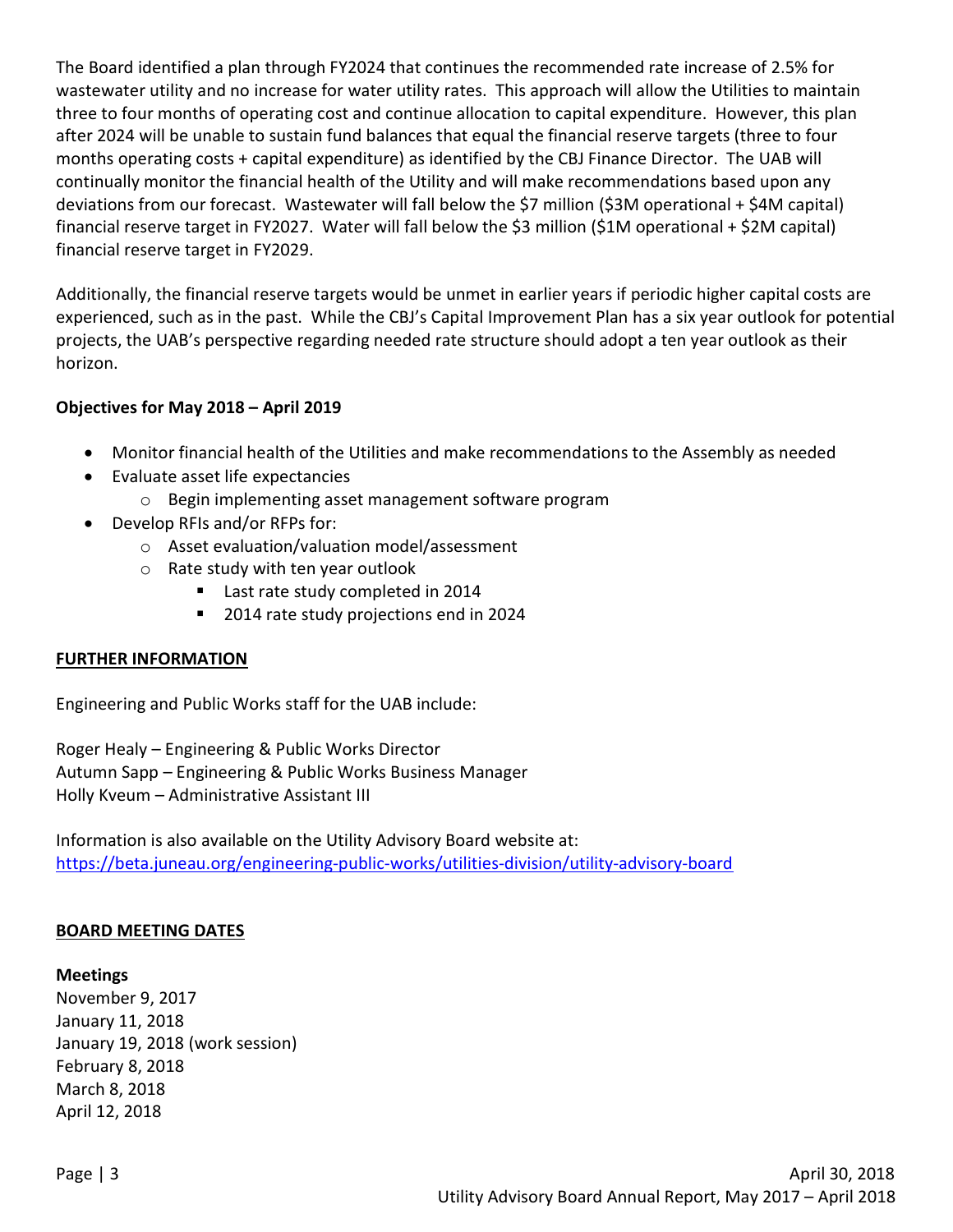The Board identified a plan through FY2024 that continues the recommended rate increase of 2.5% for wastewater utility and no increase for water utility rates. This approach will allow the Utilities to maintain three to four months of operating cost and continue allocation to capital expenditure. However, this plan after 2024 will be unable to sustain fund balances that equal the financial reserve targets (three to four months operating costs + capital expenditure) as identified by the CBJ Finance Director. The UAB will continually monitor the financial health of the Utility and will make recommendations based upon any deviations from our forecast. Wastewater will fall below the $7 million ($3M operational + $4M capital) financial reserve target in FY2027. Water will fall below the $3 million ($1M operational + $2M capital) financial reserve target in FY2029.

Additionally, the financial reserve targets would be unmet in earlier years if periodic higher capital costs are experienced, such as in the past. While the CBJ's Capital Improvement Plan has a six year outlook for potential projects, the UAB's perspective regarding needed rate structure should adopt a ten year outlook as their horizon.

**Objectives for May 2018 – April 2019**

- Monitor financial health of the Utilities and make recommendations to the Assembly as needed
- Evaluate asset life expectancies
  - Begin implementing asset management software program
- Develop RFIs and/or RFPs for:
  - Asset evaluation/valuation model/assessment
  - Rate study with ten year outlook
    - Last rate study completed in 2014
    - 2014 rate study projections end in 2024

## FURTHER INFORMATION

Engineering and Public Works staff for the UAB include:

Roger Healy – Engineering & Public Works Director
Autumn Sapp – Engineering & Public Works Business Manager
Holly Kveum – Administrative Assistant III

Information is also available on the Utility Advisory Board website at:
https://beta.juneau.org/engineering-public-works/utilities-division/utility-advisory-board

## BOARD MEETING DATES

**Meetings**
November 9, 2017
January 11, 2018
January 19, 2018 (work session)
February 8, 2018
March 8, 2018
April 12, 2018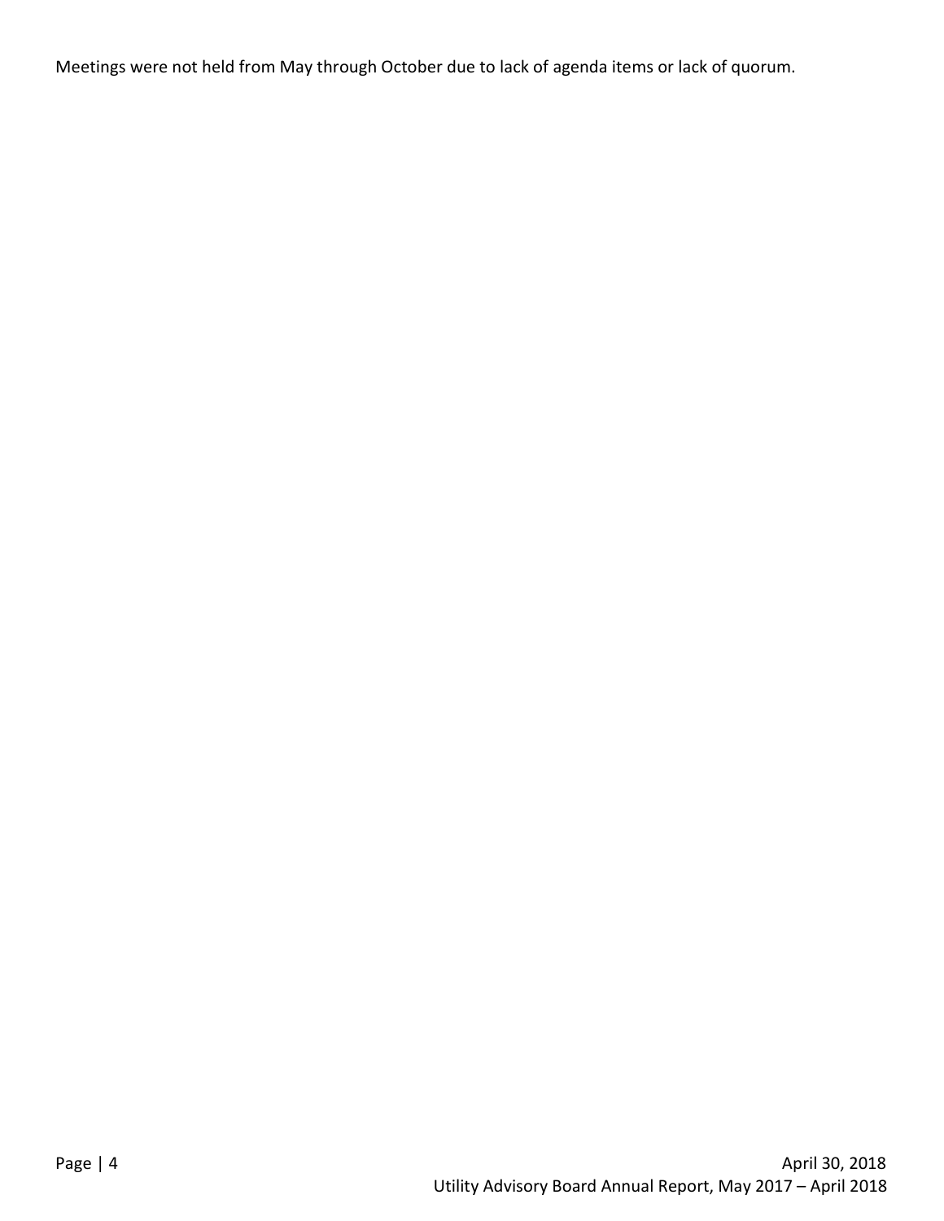Meetings were not held from May through October due to lack of agenda items or lack of quorum.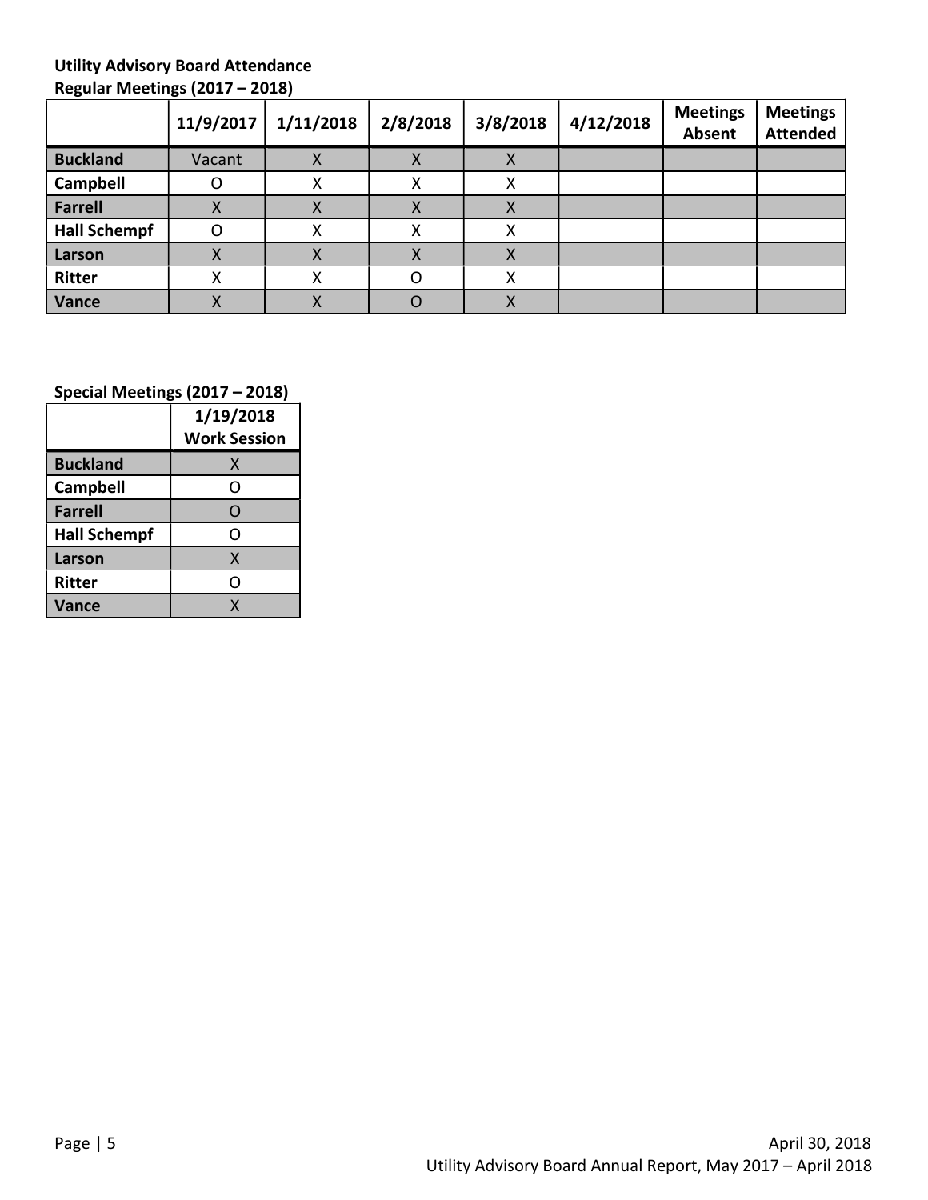**Utility Advisory Board Attendance**
**Regular Meetings (2017 – 2018)**

| | 11/9/2017 | 1/11/2018 | 2/8/2018 | 3/8/2018 | 4/12/2018 | Meetings Absent | Meetings Attended |
|---|---|---|---|---|---|---|---|
| **Buckland** | Vacant | X | X | X | | | |
| **Campbell** | O | X | X | X | | | |
| **Farrell** | X | X | X | X | | | |
| **Hall Schempf** | O | X | X | X | | | |
| **Larson** | X | X | X | X | | | |
| **Ritter** | X | X | O | X | | | |
| **Vance** | X | X | O | X | | | |

**Special Meetings (2017 – 2018)**

| | 1/19/2018 Work Session |
|---|---|
| **Buckland** | X |
| **Campbell** | O |
| **Farrell** | O |
| **Hall Schempf** | O |
| **Larson** | X |
| **Ritter** | O |
| **Vance** | X |